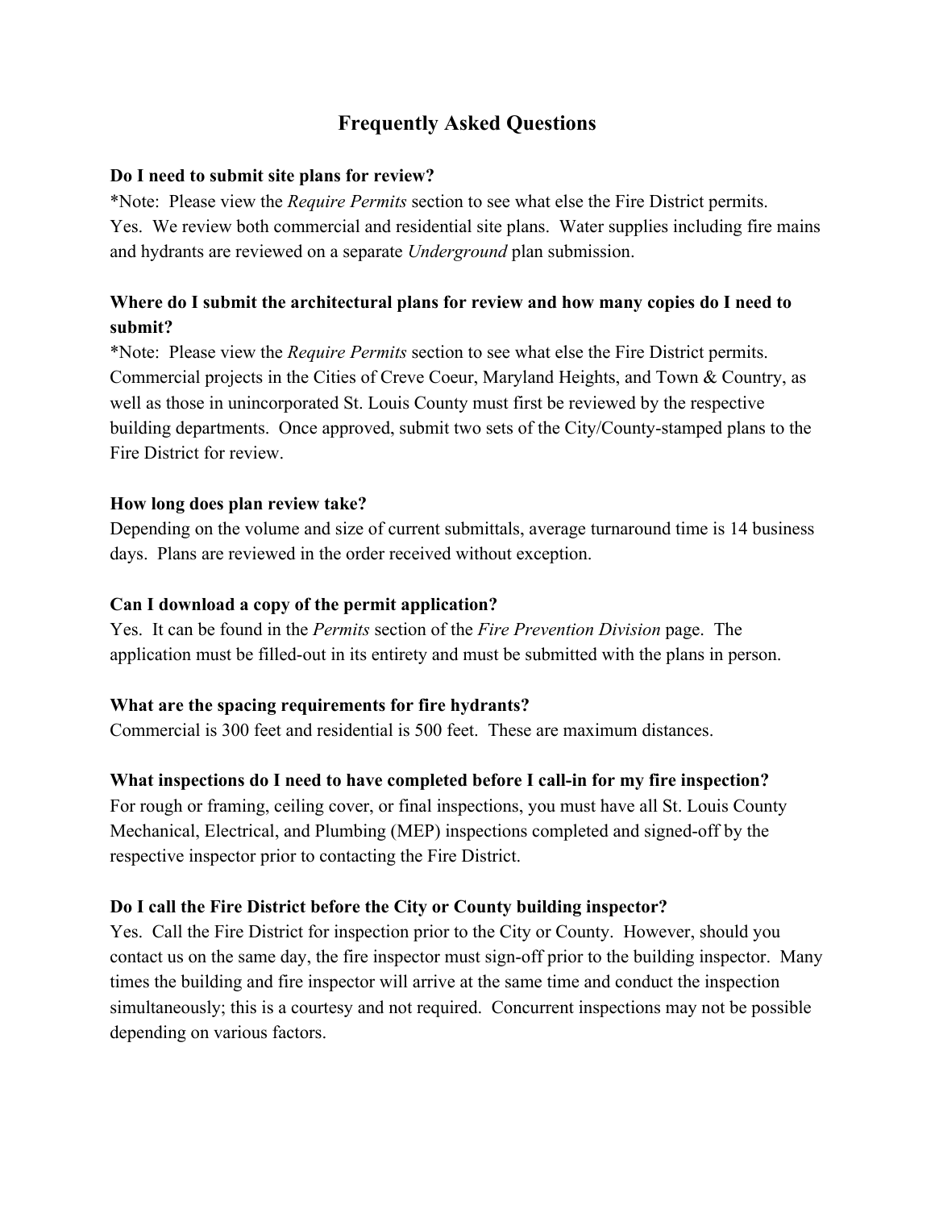# Frequently Asked Questions

**Do I need to submit site plans for review?**

*Note: Please view the *Require Permits* section to see what else the Fire District permits.
Yes. We review both commercial and residential site plans. Water supplies including fire mains and hydrants are reviewed on a separate *Underground* plan submission.

**Where do I submit the architectural plans for review and how many copies do I need to submit?**

*Note: Please view the *Require Permits* section to see what else the Fire District permits.
Commercial projects in the Cities of Creve Coeur, Maryland Heights, and Town & Country, as well as those in unincorporated St. Louis County must first be reviewed by the respective building departments. Once approved, submit two sets of the City/County-stamped plans to the Fire District for review.

**How long does plan review take?**

Depending on the volume and size of current submittals, average turnaround time is 14 business days. Plans are reviewed in the order received without exception.

**Can I download a copy of the permit application?**

Yes. It can be found in the *Permits* section of the *Fire Prevention Division* page. The application must be filled-out in its entirety and must be submitted with the plans in person.

**What are the spacing requirements for fire hydrants?**

Commercial is 300 feet and residential is 500 feet. These are maximum distances.

**What inspections do I need to have completed before I call-in for my fire inspection?**

For rough or framing, ceiling cover, or final inspections, you must have all St. Louis County Mechanical, Electrical, and Plumbing (MEP) inspections completed and signed-off by the respective inspector prior to contacting the Fire District.

**Do I call the Fire District before the City or County building inspector?**

Yes. Call the Fire District for inspection prior to the City or County. However, should you contact us on the same day, the fire inspector must sign-off prior to the building inspector. Many times the building and fire inspector will arrive at the same time and conduct the inspection simultaneously; this is a courtesy and not required. Concurrent inspections may not be possible depending on various factors.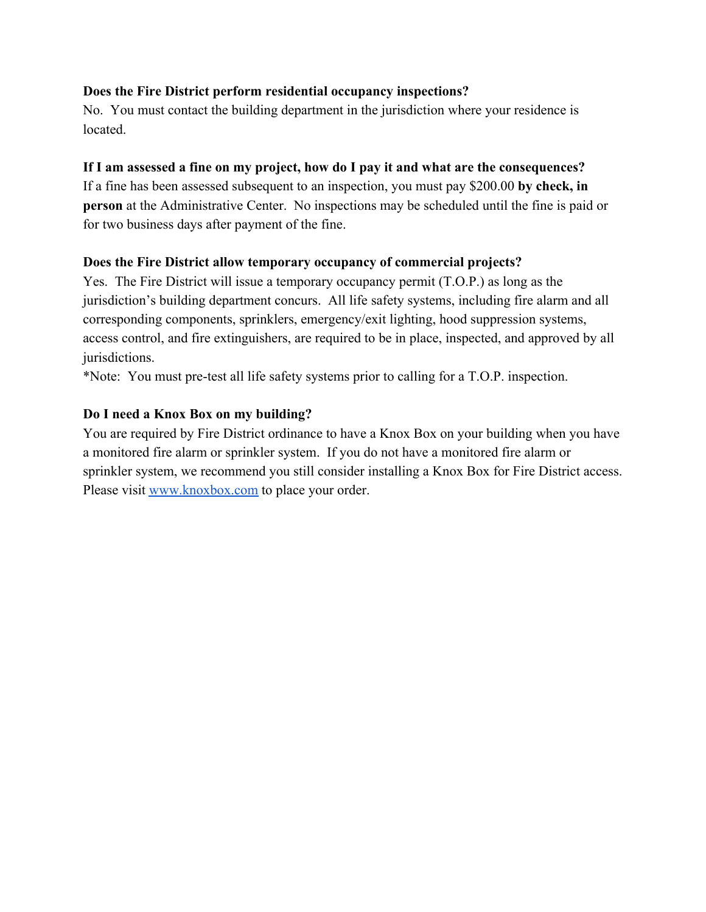**Does the Fire District perform residential occupancy inspections?**
No. You must contact the building department in the jurisdiction where your residence is located.

**If I am assessed a fine on my project, how do I pay it and what are the consequences?**
If a fine has been assessed subsequent to an inspection, you must pay $200.00 **by check, in person** at the Administrative Center. No inspections may be scheduled until the fine is paid or for two business days after payment of the fine.

**Does the Fire District allow temporary occupancy of commercial projects?**
Yes. The Fire District will issue a temporary occupancy permit (T.O.P.) as long as the jurisdiction's building department concurs. All life safety systems, including fire alarm and all corresponding components, sprinklers, emergency/exit lighting, hood suppression systems, access control, and fire extinguishers, are required to be in place, inspected, and approved by all jurisdictions.
*Note: You must pre-test all life safety systems prior to calling for a T.O.P. inspection.

**Do I need a Knox Box on my building?**
You are required by Fire District ordinance to have a Knox Box on your building when you have a monitored fire alarm or sprinkler system. If you do not have a monitored fire alarm or sprinkler system, we recommend you still consider installing a Knox Box for Fire District access. Please visit [www.knoxbox.com](http://www.knoxbox.com) to place your order.